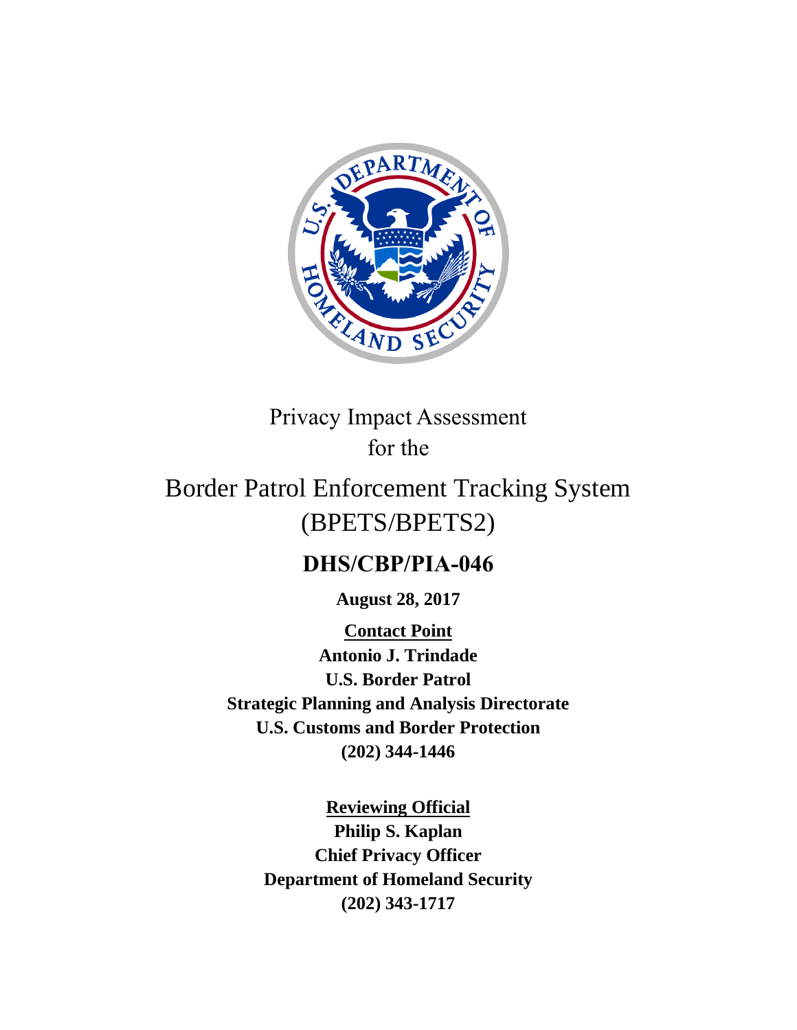# Privacy Impact Assessment for the

# Border Patrol Enforcement Tracking System (BPETS/BPETS2)

## DHS/CBP/PIA-046

**August 28, 2017**

**Contact Point**
**Antonio J. Trindade**
**U.S. Border Patrol**
**Strategic Planning and Analysis Directorate**
**U.S. Customs and Border Protection**
**(202) 344-1446**

**Reviewing Official**
**Philip S. Kaplan**
**Chief Privacy Officer**
**Department of Homeland Security**
**(202) 343-1717**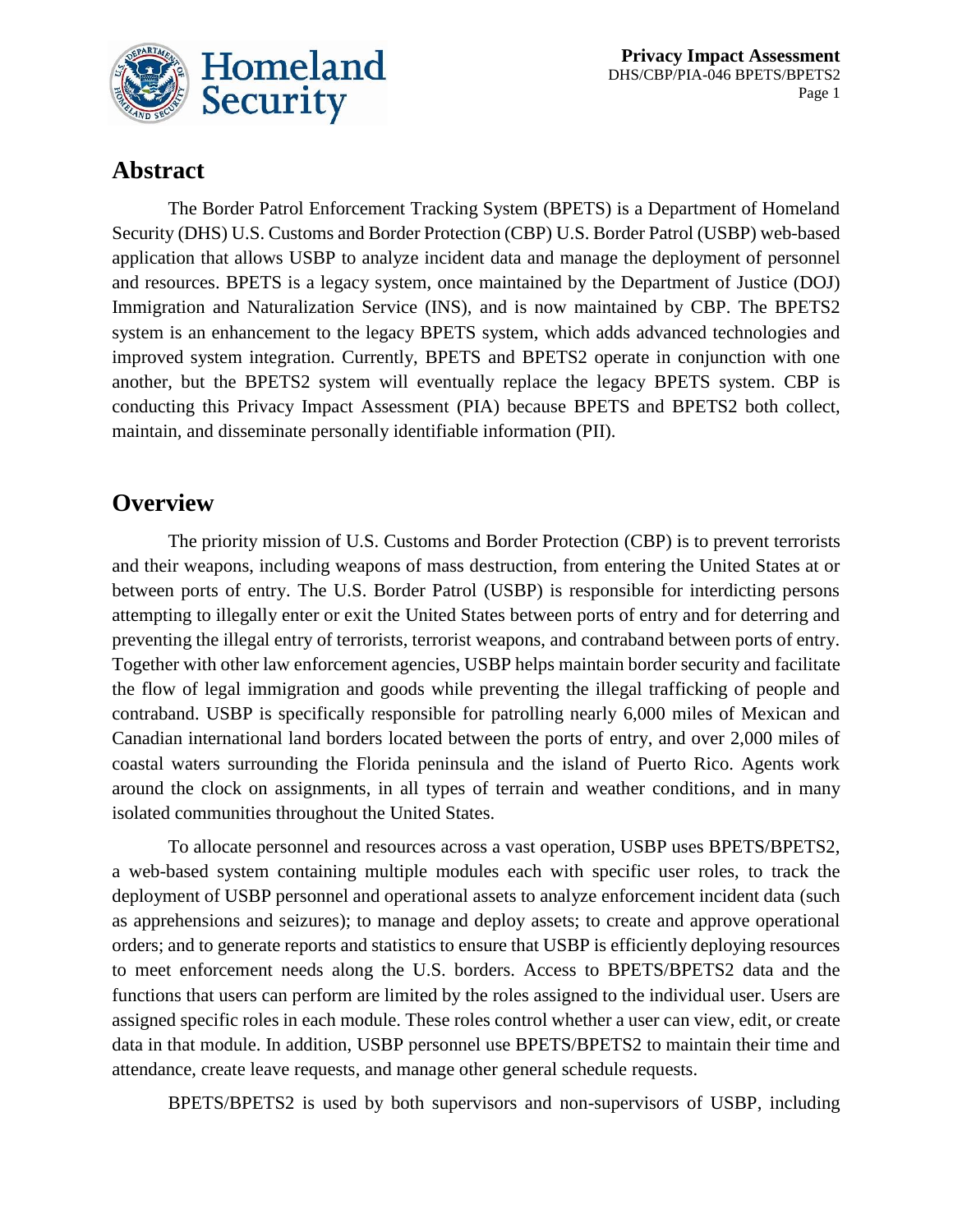## Abstract

The Border Patrol Enforcement Tracking System (BPETS) is a Department of Homeland Security (DHS) U.S. Customs and Border Protection (CBP) U.S. Border Patrol (USBP) web-based application that allows USBP to analyze incident data and manage the deployment of personnel and resources. BPETS is a legacy system, once maintained by the Department of Justice (DOJ) Immigration and Naturalization Service (INS), and is now maintained by CBP. The BPETS2 system is an enhancement to the legacy BPETS system, which adds advanced technologies and improved system integration. Currently, BPETS and BPETS2 operate in conjunction with one another, but the BPETS2 system will eventually replace the legacy BPETS system. CBP is conducting this Privacy Impact Assessment (PIA) because BPETS and BPETS2 both collect, maintain, and disseminate personally identifiable information (PII).

## Overview

The priority mission of U.S. Customs and Border Protection (CBP) is to prevent terrorists and their weapons, including weapons of mass destruction, from entering the United States at or between ports of entry. The U.S. Border Patrol (USBP) is responsible for interdicting persons attempting to illegally enter or exit the United States between ports of entry and for deterring and preventing the illegal entry of terrorists, terrorist weapons, and contraband between ports of entry. Together with other law enforcement agencies, USBP helps maintain border security and facilitate the flow of legal immigration and goods while preventing the illegal trafficking of people and contraband. USBP is specifically responsible for patrolling nearly 6,000 miles of Mexican and Canadian international land borders located between the ports of entry, and over 2,000 miles of coastal waters surrounding the Florida peninsula and the island of Puerto Rico. Agents work around the clock on assignments, in all types of terrain and weather conditions, and in many isolated communities throughout the United States.

To allocate personnel and resources across a vast operation, USBP uses BPETS/BPETS2, a web-based system containing multiple modules each with specific user roles, to track the deployment of USBP personnel and operational assets to analyze enforcement incident data (such as apprehensions and seizures); to manage and deploy assets; to create and approve operational orders; and to generate reports and statistics to ensure that USBP is efficiently deploying resources to meet enforcement needs along the U.S. borders. Access to BPETS/BPETS2 data and the functions that users can perform are limited by the roles assigned to the individual user. Users are assigned specific roles in each module. These roles control whether a user can view, edit, or create data in that module. In addition, USBP personnel use BPETS/BPETS2 to maintain their time and attendance, create leave requests, and manage other general schedule requests.

BPETS/BPETS2 is used by both supervisors and non-supervisors of USBP, including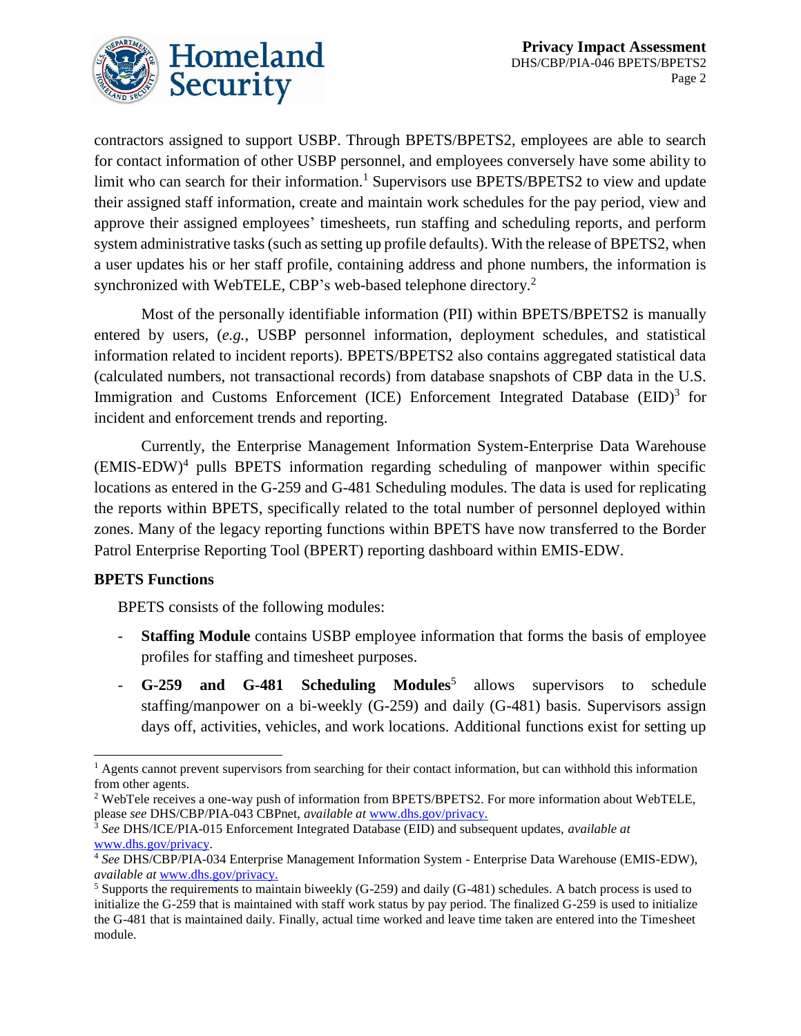contractors assigned to support USBP. Through BPETS/BPETS2, employees are able to search for contact information of other USBP personnel, and employees conversely have some ability to limit who can search for their information.[1] Supervisors use BPETS/BPETS2 to view and update their assigned staff information, create and maintain work schedules for the pay period, view and approve their assigned employees' timesheets, run staffing and scheduling reports, and perform system administrative tasks (such as setting up profile defaults). With the release of BPETS2, when a user updates his or her staff profile, containing address and phone numbers, the information is synchronized with WebTELE, CBP's web-based telephone directory.[2]

Most of the personally identifiable information (PII) within BPETS/BPETS2 is manually entered by users, (*e.g.*, USBP personnel information, deployment schedules, and statistical information related to incident reports). BPETS/BPETS2 also contains aggregated statistical data (calculated numbers, not transactional records) from database snapshots of CBP data in the U.S. Immigration and Customs Enforcement (ICE) Enforcement Integrated Database (EID)[3] for incident and enforcement trends and reporting.

Currently, the Enterprise Management Information System-Enterprise Data Warehouse (EMIS-EDW)[4] pulls BPETS information regarding scheduling of manpower within specific locations as entered in the G-259 and G-481 Scheduling modules. The data is used for replicating the reports within BPETS, specifically related to the total number of personnel deployed within zones. Many of the legacy reporting functions within BPETS have now transferred to the Border Patrol Enterprise Reporting Tool (BPERT) reporting dashboard within EMIS-EDW.

**BPETS Functions**

BPETS consists of the following modules:

- **Staffing Module** contains USBP employee information that forms the basis of employee profiles for staffing and timesheet purposes.
- **G-259 and G-481 Scheduling Modules**[5] allows supervisors to schedule staffing/manpower on a bi-weekly (G-259) and daily (G-481) basis. Supervisors assign days off, activities, vehicles, and work locations. Additional functions exist for setting up

---

[1] Agents cannot prevent supervisors from searching for their contact information, but can withhold this information from other agents.

[2] WebTele receives a one-way push of information from BPETS/BPETS2. For more information about WebTELE, please *see* DHS/CBP/PIA-043 CBPnet, *available at* www.dhs.gov/privacy.

[3] *See* DHS/ICE/PIA-015 Enforcement Integrated Database (EID) and subsequent updates, *available at* www.dhs.gov/privacy.

[4] *See* DHS/CBP/PIA-034 Enterprise Management Information System - Enterprise Data Warehouse (EMIS-EDW), *available at* www.dhs.gov/privacy.

[5] Supports the requirements to maintain biweekly (G-259) and daily (G-481) schedules. A batch process is used to initialize the G-259 that is maintained with staff work status by pay period. The finalized G-259 is used to initialize the G-481 that is maintained daily. Finally, actual time worked and leave time taken are entered into the Timesheet module.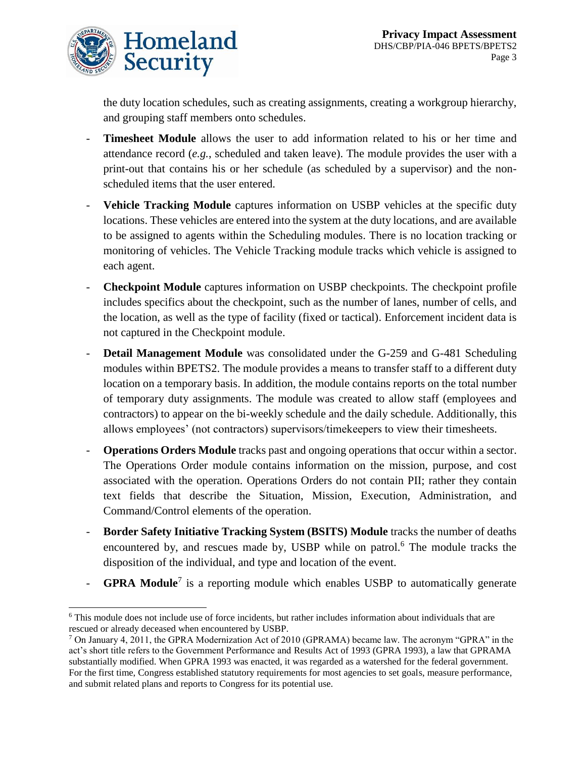the duty location schedules, such as creating assignments, creating a workgroup hierarchy, and grouping staff members onto schedules.

- **Timesheet Module** allows the user to add information related to his or her time and attendance record (*e.g.*, scheduled and taken leave). The module provides the user with a print-out that contains his or her schedule (as scheduled by a supervisor) and the non-scheduled items that the user entered.
- **Vehicle Tracking Module** captures information on USBP vehicles at the specific duty locations. These vehicles are entered into the system at the duty locations, and are available to be assigned to agents within the Scheduling modules. There is no location tracking or monitoring of vehicles. The Vehicle Tracking module tracks which vehicle is assigned to each agent.
- **Checkpoint Module** captures information on USBP checkpoints. The checkpoint profile includes specifics about the checkpoint, such as the number of lanes, number of cells, and the location, as well as the type of facility (fixed or tactical). Enforcement incident data is not captured in the Checkpoint module.
- **Detail Management Module** was consolidated under the G-259 and G-481 Scheduling modules within BPETS2. The module provides a means to transfer staff to a different duty location on a temporary basis. In addition, the module contains reports on the total number of temporary duty assignments. The module was created to allow staff (employees and contractors) to appear on the bi-weekly schedule and the daily schedule. Additionally, this allows employees' (not contractors) supervisors/timekeepers to view their timesheets.
- **Operations Orders Module** tracks past and ongoing operations that occur within a sector. The Operations Order module contains information on the mission, purpose, and cost associated with the operation. Operations Orders do not contain PII; rather they contain text fields that describe the Situation, Mission, Execution, Administration, and Command/Control elements of the operation.
- **Border Safety Initiative Tracking System (BSITS) Module** tracks the number of deaths encountered by, and rescues made by, USBP while on patrol.[6] The module tracks the disposition of the individual, and type and location of the event.
- **GPRA Module**[7] is a reporting module which enables USBP to automatically generate

---

[6] This module does not include use of force incidents, but rather includes information about individuals that are rescued or already deceased when encountered by USBP.

[7] On January 4, 2011, the GPRA Modernization Act of 2010 (GPRAMA) became law. The acronym "GPRA" in the act's short title refers to the Government Performance and Results Act of 1993 (GPRA 1993), a law that GPRAMA substantially modified. When GPRA 1993 was enacted, it was regarded as a watershed for the federal government. For the first time, Congress established statutory requirements for most agencies to set goals, measure performance, and submit related plans and reports to Congress for its potential use.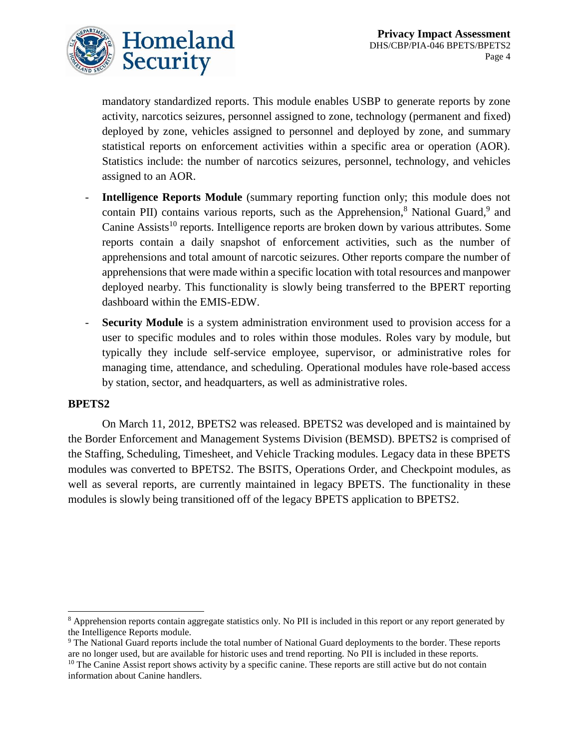mandatory standardized reports. This module enables USBP to generate reports by zone activity, narcotics seizures, personnel assigned to zone, technology (permanent and fixed) deployed by zone, vehicles assigned to personnel and deployed by zone, and summary statistical reports on enforcement activities within a specific area or operation (AOR). Statistics include: the number of narcotics seizures, personnel, technology, and vehicles assigned to an AOR.

- **Intelligence Reports Module** (summary reporting function only; this module does not contain PII) contains various reports, such as the Apprehension,[8] National Guard,[9] and Canine Assists[10] reports. Intelligence reports are broken down by various attributes. Some reports contain a daily snapshot of enforcement activities, such as the number of apprehensions and total amount of narcotic seizures. Other reports compare the number of apprehensions that were made within a specific location with total resources and manpower deployed nearby. This functionality is slowly being transferred to the BPERT reporting dashboard within the EMIS-EDW.
- **Security Module** is a system administration environment used to provision access for a user to specific modules and to roles within those modules. Roles vary by module, but typically they include self-service employee, supervisor, or administrative roles for managing time, attendance, and scheduling. Operational modules have role-based access by station, sector, and headquarters, as well as administrative roles.

**BPETS2**

On March 11, 2012, BPETS2 was released. BPETS2 was developed and is maintained by the Border Enforcement and Management Systems Division (BEMSD). BPETS2 is comprised of the Staffing, Scheduling, Timesheet, and Vehicle Tracking modules. Legacy data in these BPETS modules was converted to BPETS2. The BSITS, Operations Order, and Checkpoint modules, as well as several reports, are currently maintained in legacy BPETS. The functionality in these modules is slowly being transitioned off of the legacy BPETS application to BPETS2.

---

[8] Apprehension reports contain aggregate statistics only. No PII is included in this report or any report generated by the Intelligence Reports module.

[9] The National Guard reports include the total number of National Guard deployments to the border. These reports are no longer used, but are available for historic uses and trend reporting. No PII is included in these reports.

[10] The Canine Assist report shows activity by a specific canine. These reports are still active but do not contain information about Canine handlers.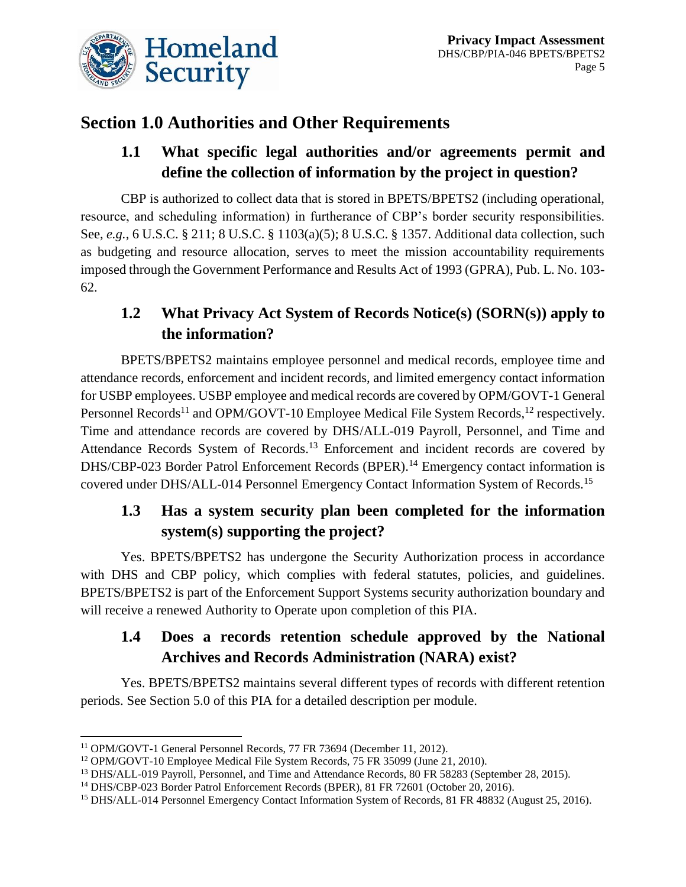## Section 1.0 Authorities and Other Requirements

### 1.1 What specific legal authorities and/or agreements permit and define the collection of information by the project in question?

CBP is authorized to collect data that is stored in BPETS/BPETS2 (including operational, resource, and scheduling information) in furtherance of CBP's border security responsibilities. See, *e.g.*, 6 U.S.C. § 211; 8 U.S.C. § 1103(a)(5); 8 U.S.C. § 1357. Additional data collection, such as budgeting and resource allocation, serves to meet the mission accountability requirements imposed through the Government Performance and Results Act of 1993 (GPRA), Pub. L. No. 103-62.

### 1.2 What Privacy Act System of Records Notice(s) (SORN(s)) apply to the information?

BPETS/BPETS2 maintains employee personnel and medical records, employee time and attendance records, enforcement and incident records, and limited emergency contact information for USBP employees. USBP employee and medical records are covered by OPM/GOVT-1 General Personnel Records[11] and OPM/GOVT-10 Employee Medical File System Records,[12] respectively. Time and attendance records are covered by DHS/ALL-019 Payroll, Personnel, and Time and Attendance Records System of Records.[13] Enforcement and incident records are covered by DHS/CBP-023 Border Patrol Enforcement Records (BPER).[14] Emergency contact information is covered under DHS/ALL-014 Personnel Emergency Contact Information System of Records.[15]

### 1.3 Has a system security plan been completed for the information system(s) supporting the project?

Yes. BPETS/BPETS2 has undergone the Security Authorization process in accordance with DHS and CBP policy, which complies with federal statutes, policies, and guidelines. BPETS/BPETS2 is part of the Enforcement Support Systems security authorization boundary and will receive a renewed Authority to Operate upon completion of this PIA.

### 1.4 Does a records retention schedule approved by the National Archives and Records Administration (NARA) exist?

Yes. BPETS/BPETS2 maintains several different types of records with different retention periods. See Section 5.0 of this PIA for a detailed description per module.

---

[11] OPM/GOVT-1 General Personnel Records, 77 FR 73694 (December 11, 2012).

[12] OPM/GOVT-10 Employee Medical File System Records, 75 FR 35099 (June 21, 2010).

[13] DHS/ALL-019 Payroll, Personnel, and Time and Attendance Records, 80 FR 58283 (September 28, 2015).

[14] DHS/CBP-023 Border Patrol Enforcement Records (BPER), 81 FR 72601 (October 20, 2016).

[15] DHS/ALL-014 Personnel Emergency Contact Information System of Records, 81 FR 48832 (August 25, 2016).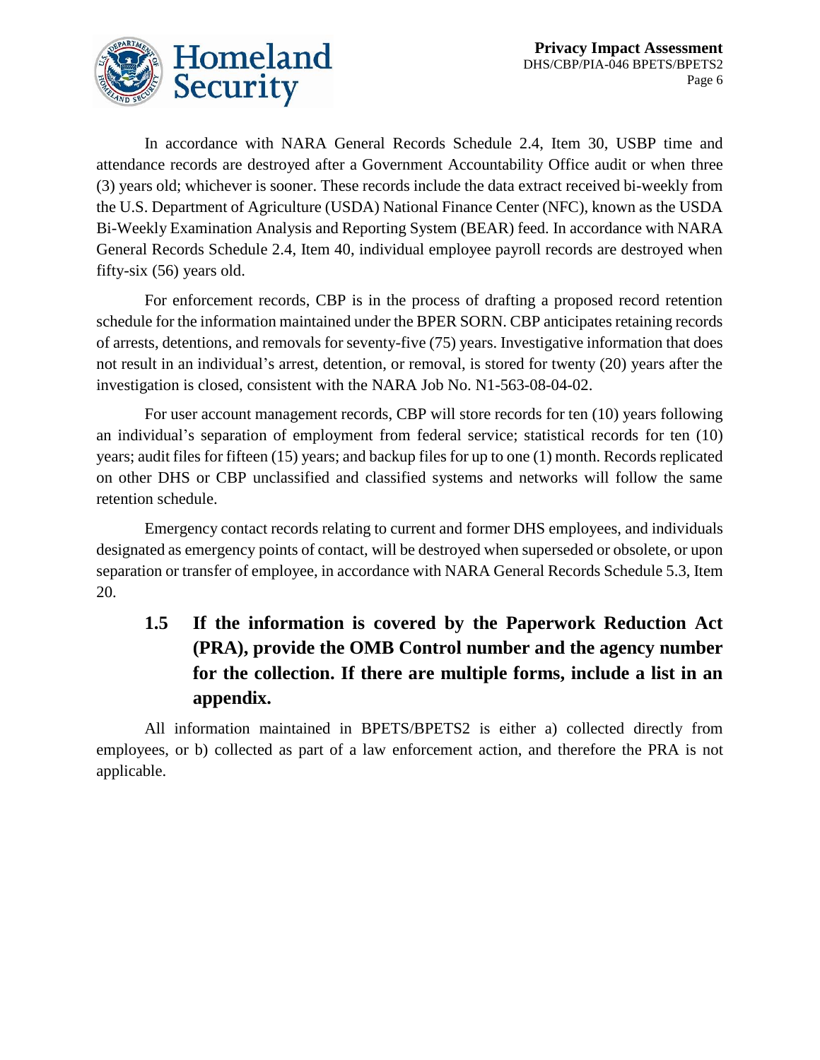In accordance with NARA General Records Schedule 2.4, Item 30, USBP time and attendance records are destroyed after a Government Accountability Office audit or when three (3) years old; whichever is sooner. These records include the data extract received bi-weekly from the U.S. Department of Agriculture (USDA) National Finance Center (NFC), known as the USDA Bi-Weekly Examination Analysis and Reporting System (BEAR) feed. In accordance with NARA General Records Schedule 2.4, Item 40, individual employee payroll records are destroyed when fifty-six (56) years old.

For enforcement records, CBP is in the process of drafting a proposed record retention schedule for the information maintained under the BPER SORN. CBP anticipates retaining records of arrests, detentions, and removals for seventy-five (75) years. Investigative information that does not result in an individual's arrest, detention, or removal, is stored for twenty (20) years after the investigation is closed, consistent with the NARA Job No. N1-563-08-04-02.

For user account management records, CBP will store records for ten (10) years following an individual's separation of employment from federal service; statistical records for ten (10) years; audit files for fifteen (15) years; and backup files for up to one (1) month. Records replicated on other DHS or CBP unclassified and classified systems and networks will follow the same retention schedule.

Emergency contact records relating to current and former DHS employees, and individuals designated as emergency points of contact, will be destroyed when superseded or obsolete, or upon separation or transfer of employee, in accordance with NARA General Records Schedule 5.3, Item 20.

### 1.5 If the information is covered by the Paperwork Reduction Act (PRA), provide the OMB Control number and the agency number for the collection. If there are multiple forms, include a list in an appendix.

All information maintained in BPETS/BPETS2 is either a) collected directly from employees, or b) collected as part of a law enforcement action, and therefore the PRA is not applicable.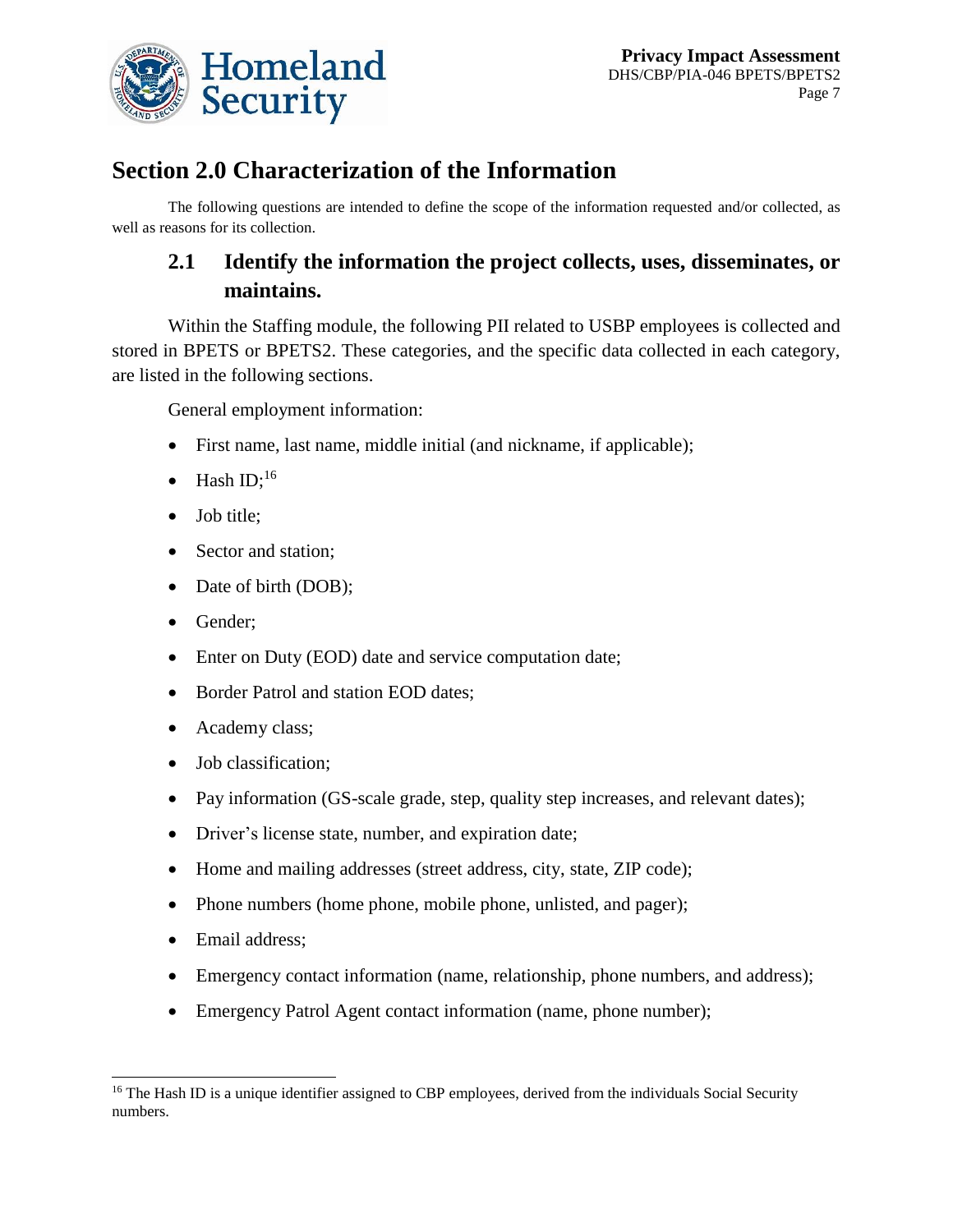# Section 2.0 Characterization of the Information

The following questions are intended to define the scope of the information requested and/or collected, as well as reasons for its collection.

## 2.1 Identify the information the project collects, uses, disseminates, or maintains.

Within the Staffing module, the following PII related to USBP employees is collected and stored in BPETS or BPETS2. These categories, and the specific data collected in each category, are listed in the following sections.

General employment information:

- First name, last name, middle initial (and nickname, if applicable);
- Hash ID;[16]
- Job title;
- Sector and station;
- Date of birth (DOB);
- Gender;
- Enter on Duty (EOD) date and service computation date;
- Border Patrol and station EOD dates;
- Academy class;
- Job classification;
- Pay information (GS-scale grade, step, quality step increases, and relevant dates);
- Driver's license state, number, and expiration date;
- Home and mailing addresses (street address, city, state, ZIP code);
- Phone numbers (home phone, mobile phone, unlisted, and pager);
- Email address;
- Emergency contact information (name, relationship, phone numbers, and address);
- Emergency Patrol Agent contact information (name, phone number);

[16] The Hash ID is a unique identifier assigned to CBP employees, derived from the individuals Social Security numbers.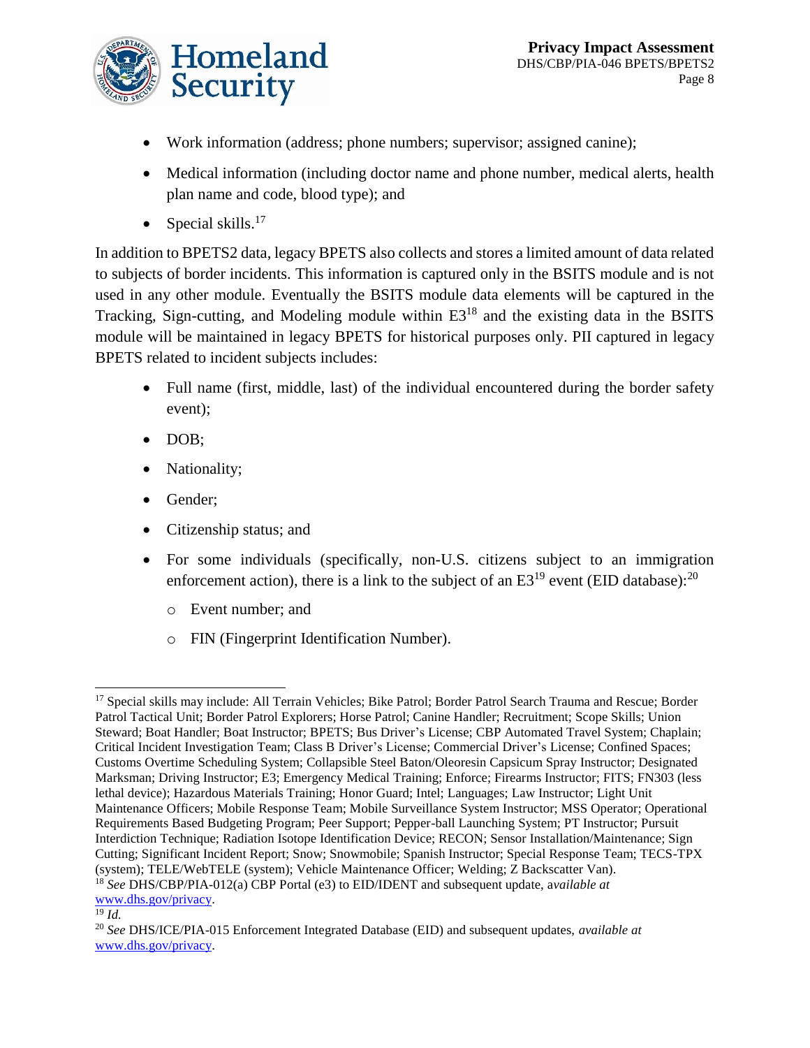- Work information (address; phone numbers; supervisor; assigned canine);
- Medical information (including doctor name and phone number, medical alerts, health plan name and code, blood type); and
- Special skills.[17]

In addition to BPETS2 data, legacy BPETS also collects and stores a limited amount of data related to subjects of border incidents. This information is captured only in the BSITS module and is not used in any other module. Eventually the BSITS module data elements will be captured in the Tracking, Sign-cutting, and Modeling module within E3[18] and the existing data in the BSITS module will be maintained in legacy BPETS for historical purposes only. PII captured in legacy BPETS related to incident subjects includes:

- Full name (first, middle, last) of the individual encountered during the border safety event);
- DOB;
- Nationality;
- Gender;
- Citizenship status; and
- For some individuals (specifically, non-U.S. citizens subject to an immigration enforcement action), there is a link to the subject of an E3[19] event (EID database):[20]
    - Event number; and
    - FIN (Fingerprint Identification Number).

---

[17] Special skills may include: All Terrain Vehicles; Bike Patrol; Border Patrol Search Trauma and Rescue; Border Patrol Tactical Unit; Border Patrol Explorers; Horse Patrol; Canine Handler; Recruitment; Scope Skills; Union Steward; Boat Handler; Boat Instructor; BPETS; Bus Driver's License; CBP Automated Travel System; Chaplain; Critical Incident Investigation Team; Class B Driver's License; Commercial Driver's License; Confined Spaces; Customs Overtime Scheduling System; Collapsible Steel Baton/Oleoresin Capsicum Spray Instructor; Designated Marksman; Driving Instructor; E3; Emergency Medical Training; Enforce; Firearms Instructor; FITS; FN303 (less lethal device); Hazardous Materials Training; Honor Guard; Intel; Languages; Law Instructor; Light Unit Maintenance Officers; Mobile Response Team; Mobile Surveillance System Instructor; MSS Operator; Operational Requirements Based Budgeting Program; Peer Support; Pepper-ball Launching System; PT Instructor; Pursuit Interdiction Technique; Radiation Isotope Identification Device; RECON; Sensor Installation/Maintenance; Sign Cutting; Significant Incident Report; Snow; Snowmobile; Spanish Instructor; Special Response Team; TECS-TPX (system); TELE/WebTELE (system); Vehicle Maintenance Officer; Welding; Z Backscatter Van).

[18] *See* DHS/CBP/PIA-012(a) CBP Portal (e3) to EID/IDENT and subsequent update, a*vailable at* www.dhs.gov/privacy.

[19] *Id.*

[20] *See* DHS/ICE/PIA-015 Enforcement Integrated Database (EID) and subsequent updates, *available at* www.dhs.gov/privacy.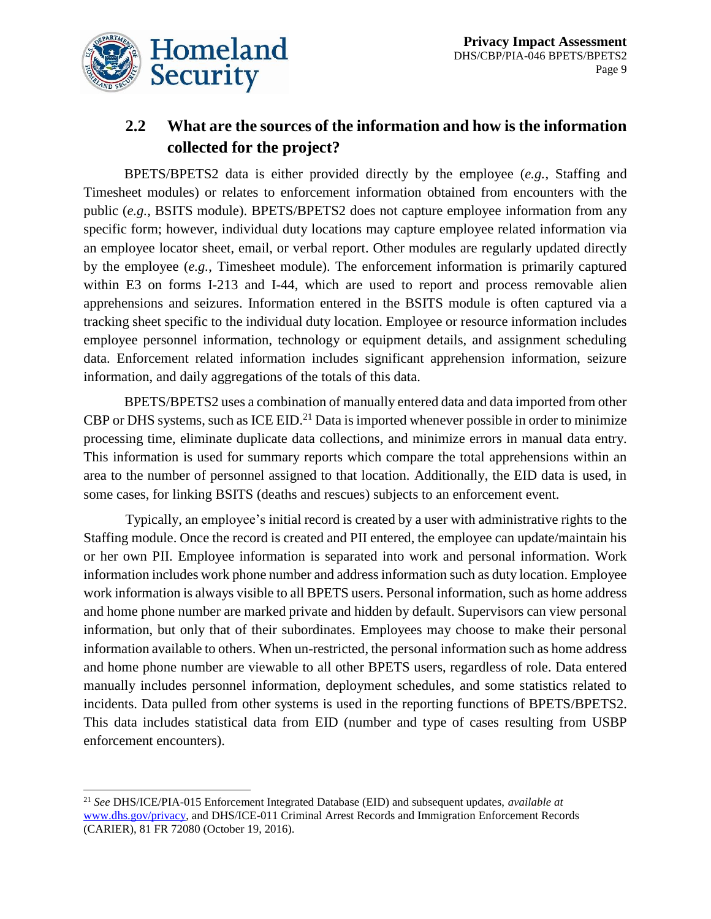## 2.2 What are the sources of the information and how is the information collected for the project?

BPETS/BPETS2 data is either provided directly by the employee (*e.g.*, Staffing and Timesheet modules) or relates to enforcement information obtained from encounters with the public (*e.g.*, BSITS module). BPETS/BPETS2 does not capture employee information from any specific form; however, individual duty locations may capture employee related information via an employee locator sheet, email, or verbal report. Other modules are regularly updated directly by the employee (*e.g.*, Timesheet module). The enforcement information is primarily captured within E3 on forms I-213 and I-44, which are used to report and process removable alien apprehensions and seizures. Information entered in the BSITS module is often captured via a tracking sheet specific to the individual duty location. Employee or resource information includes employee personnel information, technology or equipment details, and assignment scheduling data. Enforcement related information includes significant apprehension information, seizure information, and daily aggregations of the totals of this data.

BPETS/BPETS2 uses a combination of manually entered data and data imported from other CBP or DHS systems, such as ICE EID.[21] Data is imported whenever possible in order to minimize processing time, eliminate duplicate data collections, and minimize errors in manual data entry. This information is used for summary reports which compare the total apprehensions within an area to the number of personnel assigned to that location. Additionally, the EID data is used, in some cases, for linking BSITS (deaths and rescues) subjects to an enforcement event.

Typically, an employee's initial record is created by a user with administrative rights to the Staffing module. Once the record is created and PII entered, the employee can update/maintain his or her own PII. Employee information is separated into work and personal information. Work information includes work phone number and address information such as duty location. Employee work information is always visible to all BPETS users. Personal information, such as home address and home phone number are marked private and hidden by default. Supervisors can view personal information, but only that of their subordinates. Employees may choose to make their personal information available to others. When un-restricted, the personal information such as home address and home phone number are viewable to all other BPETS users, regardless of role. Data entered manually includes personnel information, deployment schedules, and some statistics related to incidents. Data pulled from other systems is used in the reporting functions of BPETS/BPETS2. This data includes statistical data from EID (number and type of cases resulting from USBP enforcement encounters).

---

[21] *See* DHS/ICE/PIA-015 Enforcement Integrated Database (EID) and subsequent updates, *available at* www.dhs.gov/privacy, and DHS/ICE-011 Criminal Arrest Records and Immigration Enforcement Records (CARIER), 81 FR 72080 (October 19, 2016).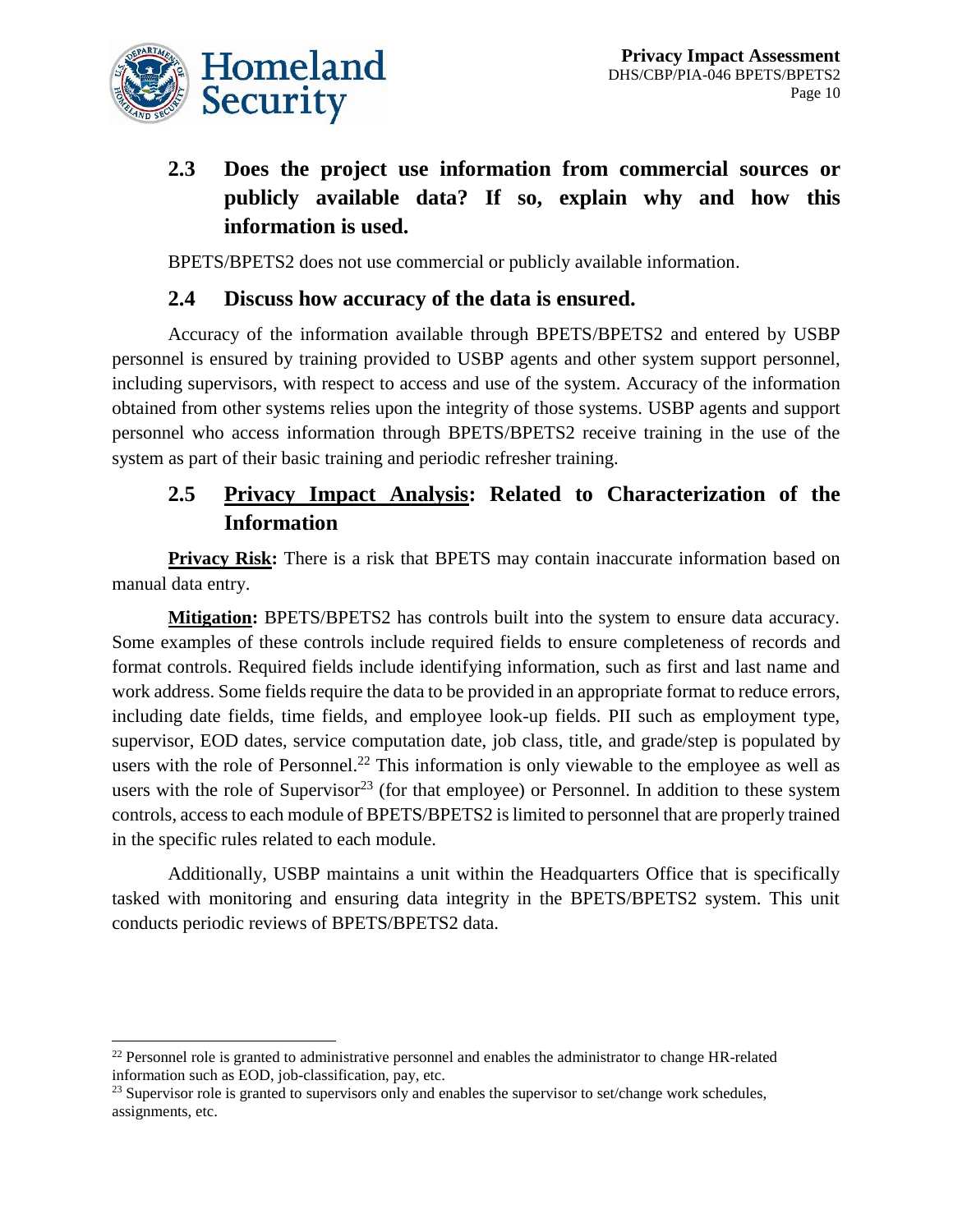## 2.3 Does the project use information from commercial sources or publicly available data? If so, explain why and how this information is used.

BPETS/BPETS2 does not use commercial or publicly available information.

## 2.4 Discuss how accuracy of the data is ensured.

Accuracy of the information available through BPETS/BPETS2 and entered by USBP personnel is ensured by training provided to USBP agents and other system support personnel, including supervisors, with respect to access and use of the system. Accuracy of the information obtained from other systems relies upon the integrity of those systems. USBP agents and support personnel who access information through BPETS/BPETS2 receive training in the use of the system as part of their basic training and periodic refresher training.

## 2.5 <u>Privacy Impact Analysis</u>: Related to Characterization of the Information

**<u>Privacy Risk</u>:** There is a risk that BPETS may contain inaccurate information based on manual data entry.

**<u>Mitigation</u>:** BPETS/BPETS2 has controls built into the system to ensure data accuracy. Some examples of these controls include required fields to ensure completeness of records and format controls. Required fields include identifying information, such as first and last name and work address. Some fields require the data to be provided in an appropriate format to reduce errors, including date fields, time fields, and employee look-up fields. PII such as employment type, supervisor, EOD dates, service computation date, job class, title, and grade/step is populated by users with the role of Personnel.[22] This information is only viewable to the employee as well as users with the role of Supervisor[23] (for that employee) or Personnel. In addition to these system controls, access to each module of BPETS/BPETS2 is limited to personnel that are properly trained in the specific rules related to each module.

Additionally, USBP maintains a unit within the Headquarters Office that is specifically tasked with monitoring and ensuring data integrity in the BPETS/BPETS2 system. This unit conducts periodic reviews of BPETS/BPETS2 data.

---

[22] Personnel role is granted to administrative personnel and enables the administrator to change HR-related information such as EOD, job-classification, pay, etc.

[23] Supervisor role is granted to supervisors only and enables the supervisor to set/change work schedules, assignments, etc.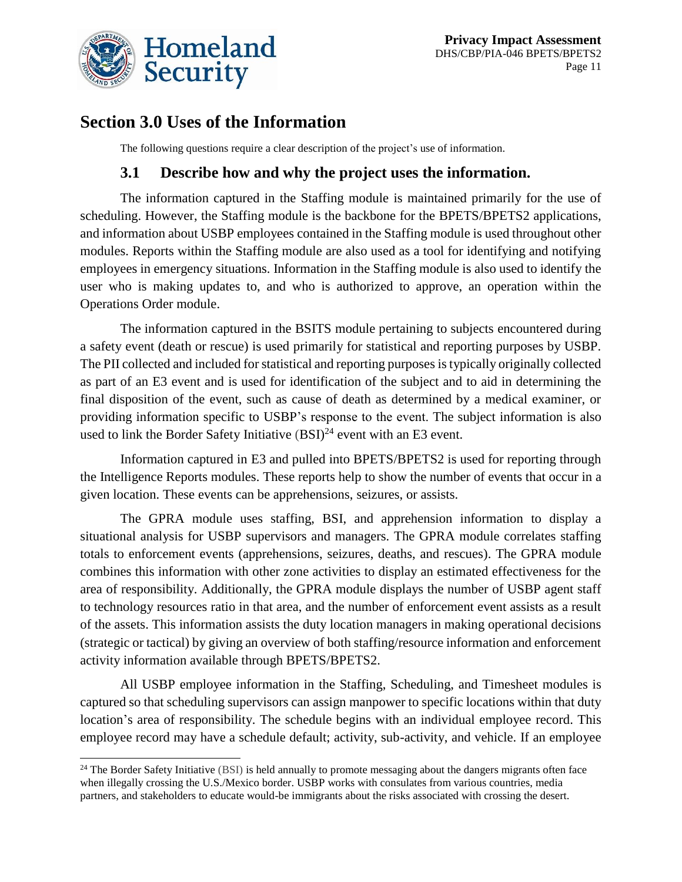## Section 3.0 Uses of the Information

The following questions require a clear description of the project's use of information.

### 3.1 Describe how and why the project uses the information.

The information captured in the Staffing module is maintained primarily for the use of scheduling. However, the Staffing module is the backbone for the BPETS/BPETS2 applications, and information about USBP employees contained in the Staffing module is used throughout other modules. Reports within the Staffing module are also used as a tool for identifying and notifying employees in emergency situations. Information in the Staffing module is also used to identify the user who is making updates to, and who is authorized to approve, an operation within the Operations Order module.

The information captured in the BSITS module pertaining to subjects encountered during a safety event (death or rescue) is used primarily for statistical and reporting purposes by USBP. The PII collected and included for statistical and reporting purposes is typically originally collected as part of an E3 event and is used for identification of the subject and to aid in determining the final disposition of the event, such as cause of death as determined by a medical examiner, or providing information specific to USBP's response to the event. The subject information is also used to link the Border Safety Initiative (BSI)[24] event with an E3 event.

Information captured in E3 and pulled into BPETS/BPETS2 is used for reporting through the Intelligence Reports modules. These reports help to show the number of events that occur in a given location. These events can be apprehensions, seizures, or assists.

The GPRA module uses staffing, BSI, and apprehension information to display a situational analysis for USBP supervisors and managers. The GPRA module correlates staffing totals to enforcement events (apprehensions, seizures, deaths, and rescues). The GPRA module combines this information with other zone activities to display an estimated effectiveness for the area of responsibility. Additionally, the GPRA module displays the number of USBP agent staff to technology resources ratio in that area, and the number of enforcement event assists as a result of the assets. This information assists the duty location managers in making operational decisions (strategic or tactical) by giving an overview of both staffing/resource information and enforcement activity information available through BPETS/BPETS2.

All USBP employee information in the Staffing, Scheduling, and Timesheet modules is captured so that scheduling supervisors can assign manpower to specific locations within that duty location's area of responsibility. The schedule begins with an individual employee record. This employee record may have a schedule default; activity, sub-activity, and vehicle. If an employee

[24] The Border Safety Initiative (BSI) is held annually to promote messaging about the dangers migrants often face when illegally crossing the U.S./Mexico border. USBP works with consulates from various countries, media partners, and stakeholders to educate would-be immigrants about the risks associated with crossing the desert.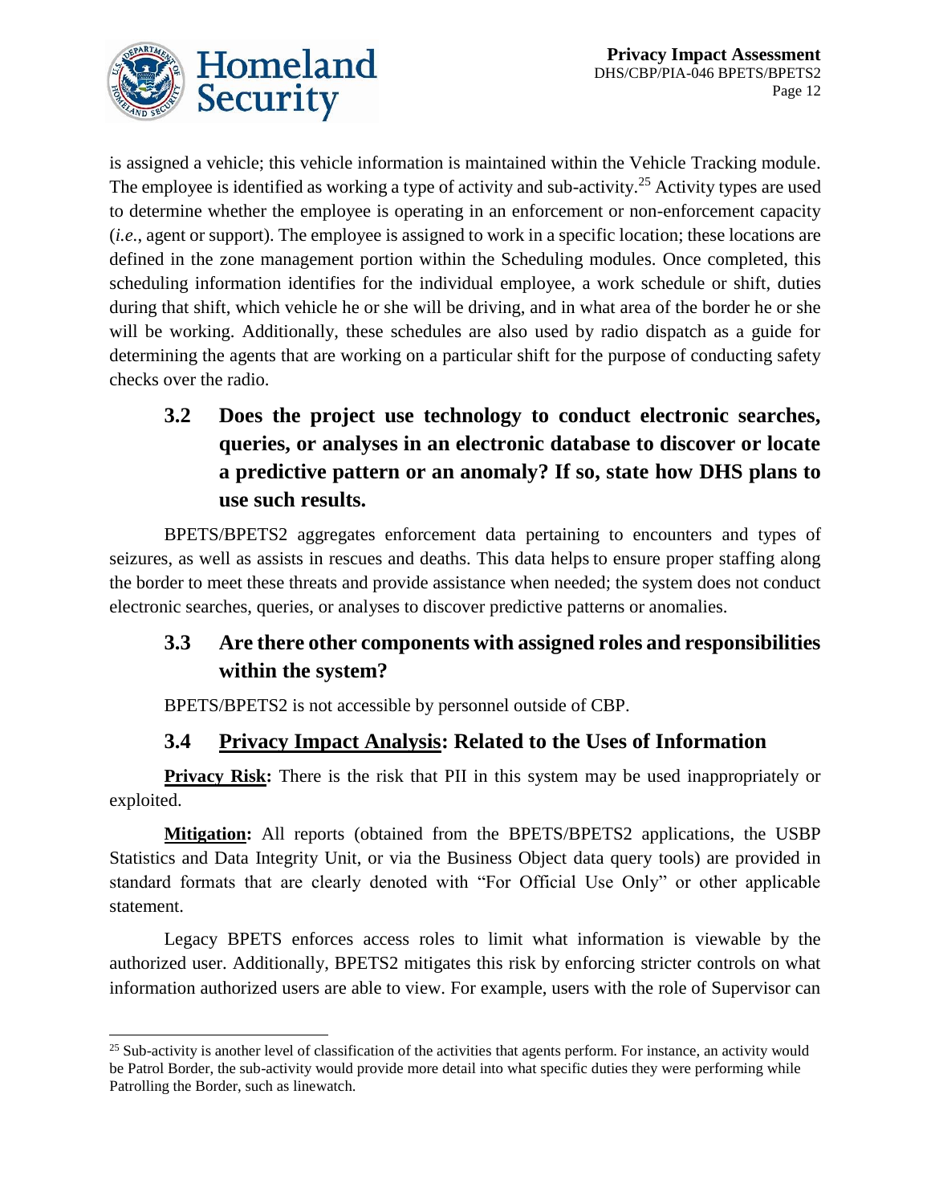is assigned a vehicle; this vehicle information is maintained within the Vehicle Tracking module. The employee is identified as working a type of activity and sub-activity.[25] Activity types are used to determine whether the employee is operating in an enforcement or non-enforcement capacity (*i.e.*, agent or support). The employee is assigned to work in a specific location; these locations are defined in the zone management portion within the Scheduling modules. Once completed, this scheduling information identifies for the individual employee, a work schedule or shift, duties during that shift, which vehicle he or she will be driving, and in what area of the border he or she will be working. Additionally, these schedules are also used by radio dispatch as a guide for determining the agents that are working on a particular shift for the purpose of conducting safety checks over the radio.

### 3.2 Does the project use technology to conduct electronic searches, queries, or analyses in an electronic database to discover or locate a predictive pattern or an anomaly? If so, state how DHS plans to use such results.

BPETS/BPETS2 aggregates enforcement data pertaining to encounters and types of seizures, as well as assists in rescues and deaths. This data helps to ensure proper staffing along the border to meet these threats and provide assistance when needed; the system does not conduct electronic searches, queries, or analyses to discover predictive patterns or anomalies.

### 3.3 Are there other components with assigned roles and responsibilities within the system?

BPETS/BPETS2 is not accessible by personnel outside of CBP.

### 3.4 Privacy Impact Analysis: Related to the Uses of Information

**Privacy Risk:** There is the risk that PII in this system may be used inappropriately or exploited.

**Mitigation:** All reports (obtained from the BPETS/BPETS2 applications, the USBP Statistics and Data Integrity Unit, or via the Business Object data query tools) are provided in standard formats that are clearly denoted with "For Official Use Only" or other applicable statement.

Legacy BPETS enforces access roles to limit what information is viewable by the authorized user. Additionally, BPETS2 mitigates this risk by enforcing stricter controls on what information authorized users are able to view. For example, users with the role of Supervisor can

[25] Sub-activity is another level of classification of the activities that agents perform. For instance, an activity would be Patrol Border, the sub-activity would provide more detail into what specific duties they were performing while Patrolling the Border, such as linewatch.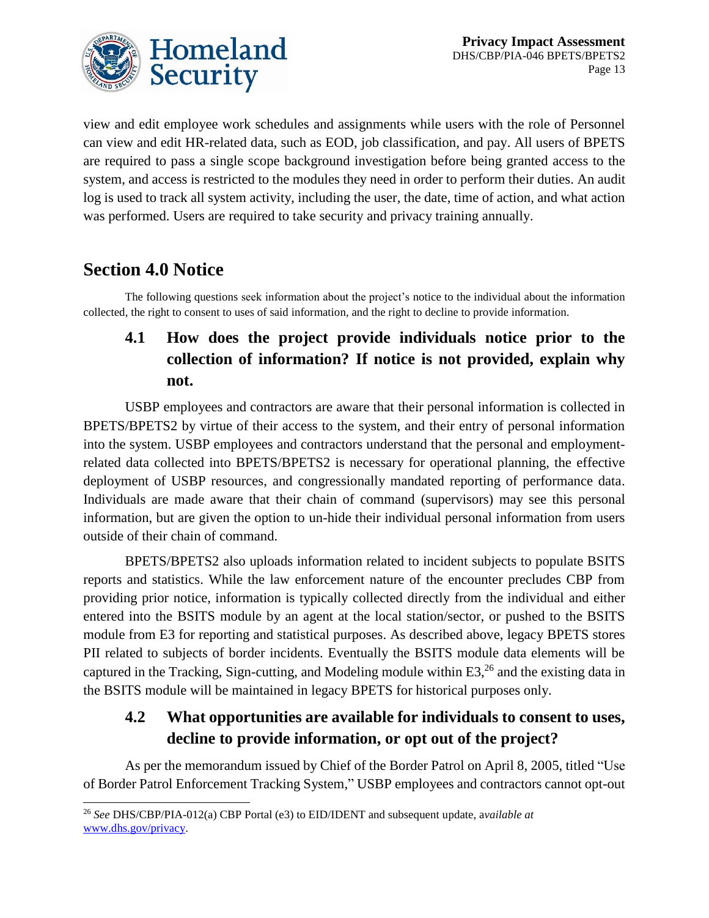view and edit employee work schedules and assignments while users with the role of Personnel can view and edit HR-related data, such as EOD, job classification, and pay. All users of BPETS are required to pass a single scope background investigation before being granted access to the system, and access is restricted to the modules they need in order to perform their duties. An audit log is used to track all system activity, including the user, the date, time of action, and what action was performed. Users are required to take security and privacy training annually.

## Section 4.0 Notice

The following questions seek information about the project's notice to the individual about the information collected, the right to consent to uses of said information, and the right to decline to provide information.

### 4.1 How does the project provide individuals notice prior to the collection of information? If notice is not provided, explain why not.

USBP employees and contractors are aware that their personal information is collected in BPETS/BPETS2 by virtue of their access to the system, and their entry of personal information into the system. USBP employees and contractors understand that the personal and employment-related data collected into BPETS/BPETS2 is necessary for operational planning, the effective deployment of USBP resources, and congressionally mandated reporting of performance data. Individuals are made aware that their chain of command (supervisors) may see this personal information, but are given the option to un-hide their individual personal information from users outside of their chain of command.

BPETS/BPETS2 also uploads information related to incident subjects to populate BSITS reports and statistics. While the law enforcement nature of the encounter precludes CBP from providing prior notice, information is typically collected directly from the individual and either entered into the BSITS module by an agent at the local station/sector, or pushed to the BSITS module from E3 for reporting and statistical purposes. As described above, legacy BPETS stores PII related to subjects of border incidents. Eventually the BSITS module data elements will be captured in the Tracking, Sign-cutting, and Modeling module within E3,[26] and the existing data in the BSITS module will be maintained in legacy BPETS for historical purposes only.

### 4.2 What opportunities are available for individuals to consent to uses, decline to provide information, or opt out of the project?

As per the memorandum issued by Chief of the Border Patrol on April 8, 2005, titled "Use of Border Patrol Enforcement Tracking System," USBP employees and contractors cannot opt-out

[26] *See* DHS/CBP/PIA-012(a) CBP Portal (e3) to EID/IDENT and subsequent update, *available at* www.dhs.gov/privacy.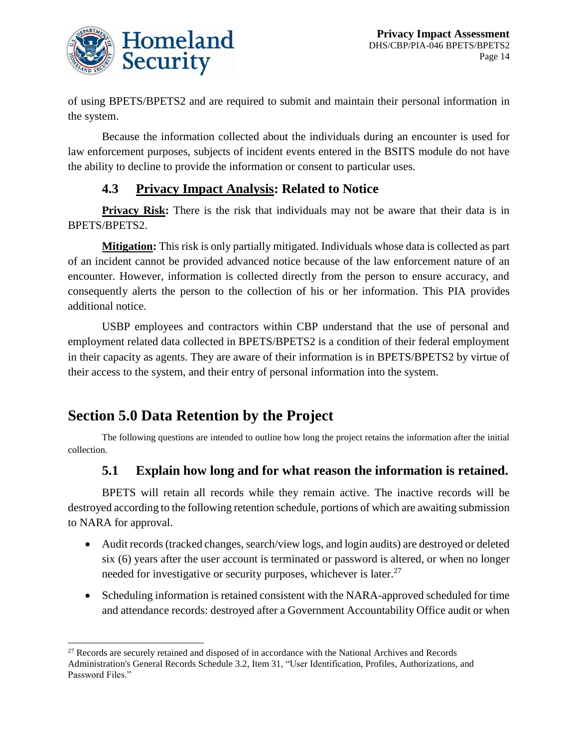of using BPETS/BPETS2 and are required to submit and maintain their personal information in the system.

Because the information collected about the individuals during an encounter is used for law enforcement purposes, subjects of incident events entered in the BSITS module do not have the ability to decline to provide the information or consent to particular uses.

### 4.3 Privacy Impact Analysis: Related to Notice

**Privacy Risk:** There is the risk that individuals may not be aware that their data is in BPETS/BPETS2.

**Mitigation:** This risk is only partially mitigated. Individuals whose data is collected as part of an incident cannot be provided advanced notice because of the law enforcement nature of an encounter. However, information is collected directly from the person to ensure accuracy, and consequently alerts the person to the collection of his or her information. This PIA provides additional notice.

USBP employees and contractors within CBP understand that the use of personal and employment related data collected in BPETS/BPETS2 is a condition of their federal employment in their capacity as agents. They are aware of their information is in BPETS/BPETS2 by virtue of their access to the system, and their entry of personal information into the system.

## Section 5.0 Data Retention by the Project

The following questions are intended to outline how long the project retains the information after the initial collection.

### 5.1 Explain how long and for what reason the information is retained.

BPETS will retain all records while they remain active. The inactive records will be destroyed according to the following retention schedule, portions of which are awaiting submission to NARA for approval.

- Audit records (tracked changes, search/view logs, and login audits) are destroyed or deleted six (6) years after the user account is terminated or password is altered, or when no longer needed for investigative or security purposes, whichever is later.[27]
- Scheduling information is retained consistent with the NARA-approved scheduled for time and attendance records: destroyed after a Government Accountability Office audit or when

[27] Records are securely retained and disposed of in accordance with the National Archives and Records Administration's General Records Schedule 3.2, Item 31, "User Identification, Profiles, Authorizations, and Password Files."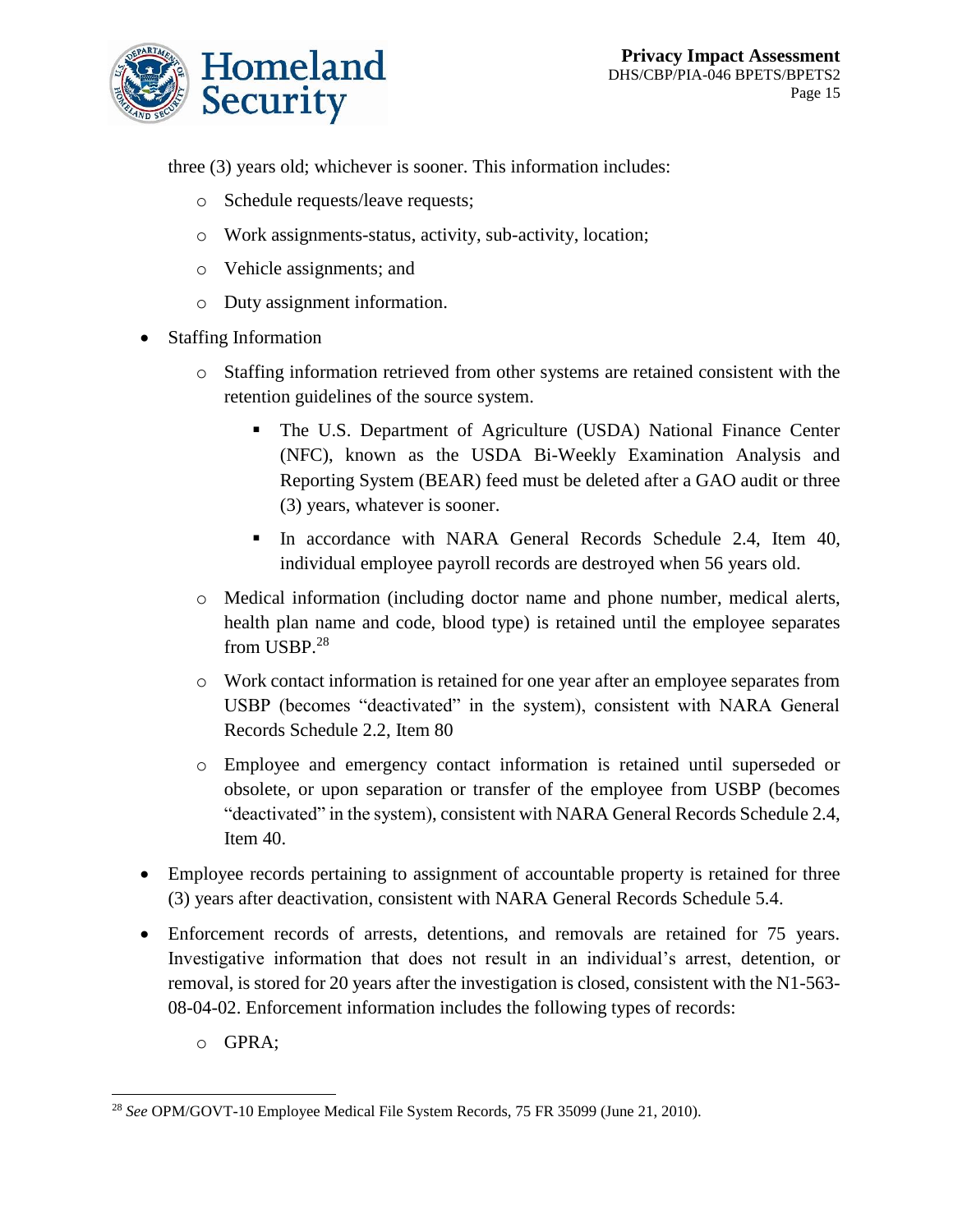three (3) years old; whichever is sooner. This information includes:

  - Schedule requests/leave requests;
  - Work assignments-status, activity, sub-activity, location;
  - Vehicle assignments; and
  - Duty assignment information.

- Staffing Information
  - Staffing information retrieved from other systems are retained consistent with the retention guidelines of the source system.
    - The U.S. Department of Agriculture (USDA) National Finance Center (NFC), known as the USDA Bi-Weekly Examination Analysis and Reporting System (BEAR) feed must be deleted after a GAO audit or three (3) years, whatever is sooner.
    - In accordance with NARA General Records Schedule 2.4, Item 40, individual employee payroll records are destroyed when 56 years old.
  - Medical information (including doctor name and phone number, medical alerts, health plan name and code, blood type) is retained until the employee separates from USBP.[28]
  - Work contact information is retained for one year after an employee separates from USBP (becomes "deactivated" in the system), consistent with NARA General Records Schedule 2.2, Item 80
  - Employee and emergency contact information is retained until superseded or obsolete, or upon separation or transfer of the employee from USBP (becomes "deactivated" in the system), consistent with NARA General Records Schedule 2.4, Item 40.
- Employee records pertaining to assignment of accountable property is retained for three (3) years after deactivation, consistent with NARA General Records Schedule 5.4.
- Enforcement records of arrests, detentions, and removals are retained for 75 years. Investigative information that does not result in an individual's arrest, detention, or removal, is stored for 20 years after the investigation is closed, consistent with the N1-563-08-04-02. Enforcement information includes the following types of records:
  - GPRA;

---

[28] *See* OPM/GOVT-10 Employee Medical File System Records, 75 FR 35099 (June 21, 2010).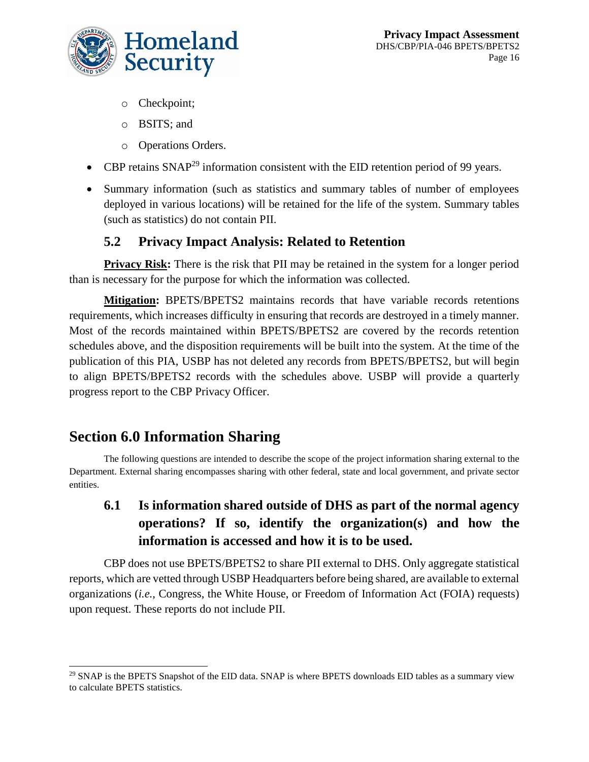- Checkpoint;
  - BSITS; and
  - Operations Orders.

- CBP retains SNAP[29] information consistent with the EID retention period of 99 years.
- Summary information (such as statistics and summary tables of number of employees deployed in various locations) will be retained for the life of the system. Summary tables (such as statistics) do not contain PII.

### 5.2 Privacy Impact Analysis: Related to Retention

**Privacy Risk:** There is the risk that PII may be retained in the system for a longer period than is necessary for the purpose for which the information was collected.

**Mitigation:** BPETS/BPETS2 maintains records that have variable records retentions requirements, which increases difficulty in ensuring that records are destroyed in a timely manner. Most of the records maintained within BPETS/BPETS2 are covered by the records retention schedules above, and the disposition requirements will be built into the system. At the time of the publication of this PIA, USBP has not deleted any records from BPETS/BPETS2, but will begin to align BPETS/BPETS2 records with the schedules above. USBP will provide a quarterly progress report to the CBP Privacy Officer.

## Section 6.0 Information Sharing

The following questions are intended to describe the scope of the project information sharing external to the Department. External sharing encompasses sharing with other federal, state and local government, and private sector entities.

### 6.1 Is information shared outside of DHS as part of the normal agency operations? If so, identify the organization(s) and how the information is accessed and how it is to be used.

CBP does not use BPETS/BPETS2 to share PII external to DHS. Only aggregate statistical reports, which are vetted through USBP Headquarters before being shared, are available to external organizations (*i.e.*, Congress, the White House, or Freedom of Information Act (FOIA) requests) upon request. These reports do not include PII.

[29] SNAP is the BPETS Snapshot of the EID data. SNAP is where BPETS downloads EID tables as a summary view to calculate BPETS statistics.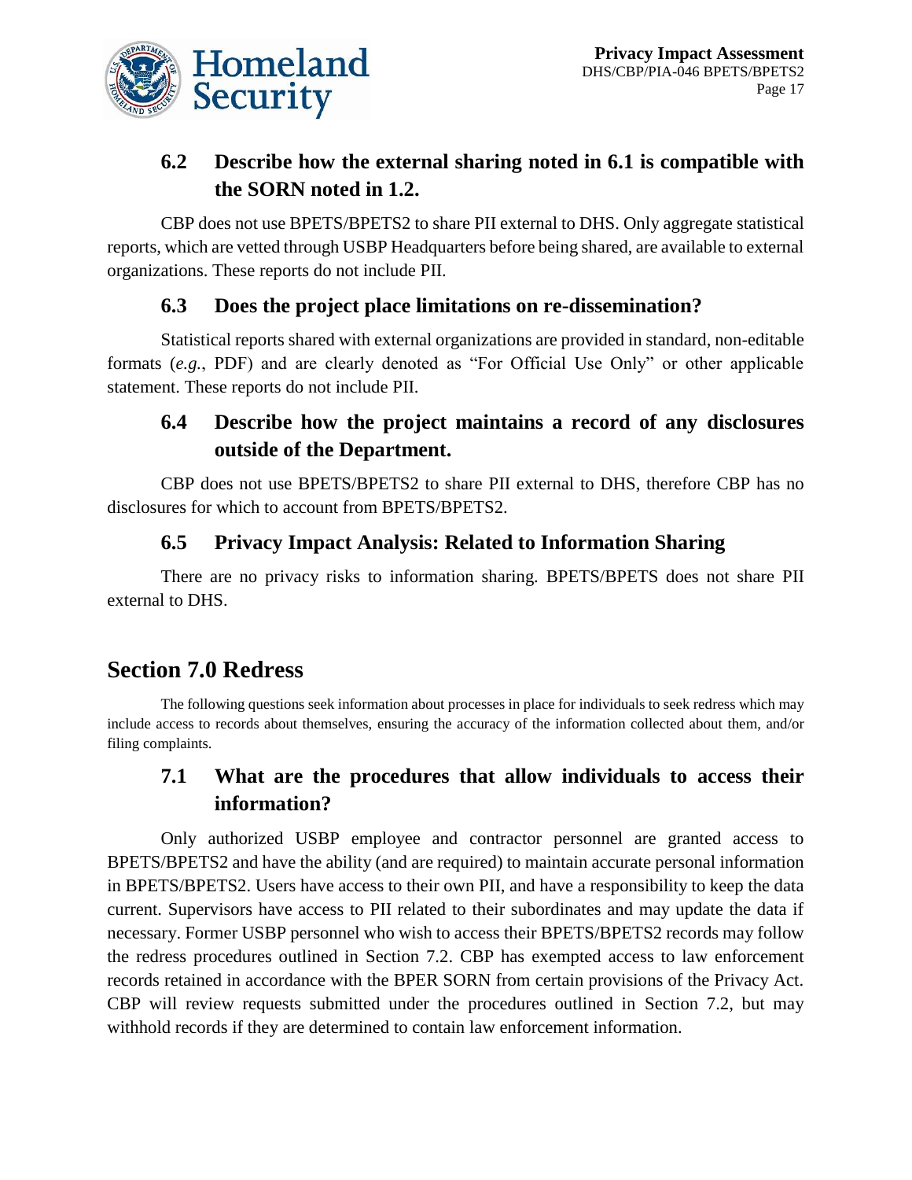### 6.2 Describe how the external sharing noted in 6.1 is compatible with the SORN noted in 1.2.

CBP does not use BPETS/BPETS2 to share PII external to DHS. Only aggregate statistical reports, which are vetted through USBP Headquarters before being shared, are available to external organizations. These reports do not include PII.

### 6.3 Does the project place limitations on re-dissemination?

Statistical reports shared with external organizations are provided in standard, non-editable formats (*e.g.*, PDF) and are clearly denoted as "For Official Use Only" or other applicable statement. These reports do not include PII.

### 6.4 Describe how the project maintains a record of any disclosures outside of the Department.

CBP does not use BPETS/BPETS2 to share PII external to DHS, therefore CBP has no disclosures for which to account from BPETS/BPETS2.

### 6.5 Privacy Impact Analysis: Related to Information Sharing

There are no privacy risks to information sharing. BPETS/BPETS does not share PII external to DHS.

## Section 7.0 Redress

The following questions seek information about processes in place for individuals to seek redress which may include access to records about themselves, ensuring the accuracy of the information collected about them, and/or filing complaints.

### 7.1 What are the procedures that allow individuals to access their information?

Only authorized USBP employee and contractor personnel are granted access to BPETS/BPETS2 and have the ability (and are required) to maintain accurate personal information in BPETS/BPETS2. Users have access to their own PII, and have a responsibility to keep the data current. Supervisors have access to PII related to their subordinates and may update the data if necessary. Former USBP personnel who wish to access their BPETS/BPETS2 records may follow the redress procedures outlined in Section 7.2. CBP has exempted access to law enforcement records retained in accordance with the BPER SORN from certain provisions of the Privacy Act. CBP will review requests submitted under the procedures outlined in Section 7.2, but may withhold records if they are determined to contain law enforcement information.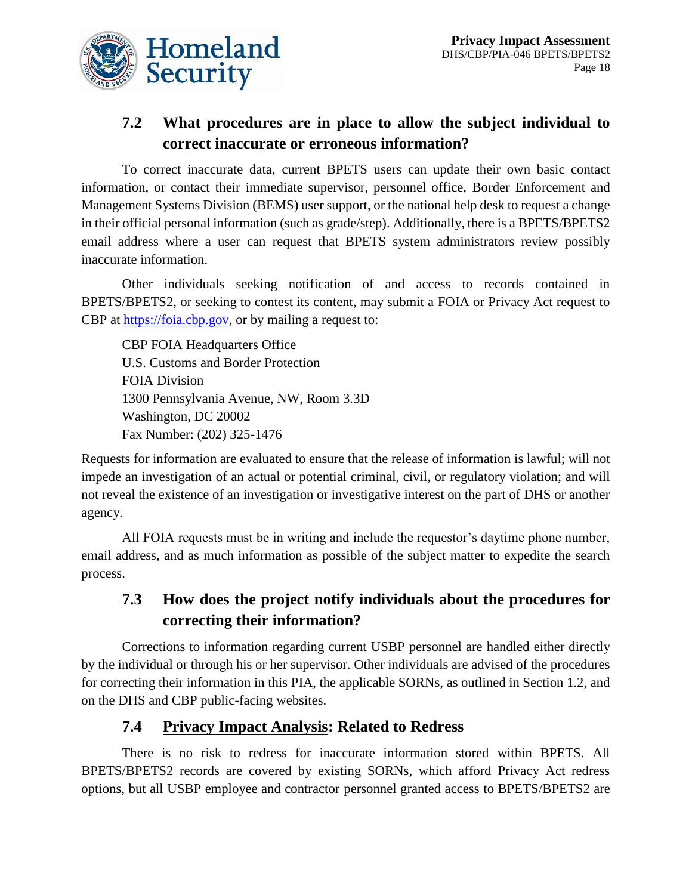## 7.2 What procedures are in place to allow the subject individual to correct inaccurate or erroneous information?

To correct inaccurate data, current BPETS users can update their own basic contact information, or contact their immediate supervisor, personnel office, Border Enforcement and Management Systems Division (BEMS) user support, or the national help desk to request a change in their official personal information (such as grade/step). Additionally, there is a BPETS/BPETS2 email address where a user can request that BPETS system administrators review possibly inaccurate information.

Other individuals seeking notification of and access to records contained in BPETS/BPETS2, or seeking to contest its content, may submit a FOIA or Privacy Act request to CBP at [https://foia.cbp.gov](https://foia.cbp.gov), or by mailing a request to:

CBP FOIA Headquarters Office
U.S. Customs and Border Protection
FOIA Division
1300 Pennsylvania Avenue, NW, Room 3.3D
Washington, DC 20002
Fax Number: (202) 325-1476

Requests for information are evaluated to ensure that the release of information is lawful; will not impede an investigation of an actual or potential criminal, civil, or regulatory violation; and will not reveal the existence of an investigation or investigative interest on the part of DHS or another agency.

All FOIA requests must be in writing and include the requestor's daytime phone number, email address, and as much information as possible of the subject matter to expedite the search process.

## 7.3 How does the project notify individuals about the procedures for correcting their information?

Corrections to information regarding current USBP personnel are handled either directly by the individual or through his or her supervisor. Other individuals are advised of the procedures for correcting their information in this PIA, the applicable SORNs, as outlined in Section 1.2, and on the DHS and CBP public-facing websites.

## 7.4 Privacy Impact Analysis: Related to Redress

There is no risk to redress for inaccurate information stored within BPETS. All BPETS/BPETS2 records are covered by existing SORNs, which afford Privacy Act redress options, but all USBP employee and contractor personnel granted access to BPETS/BPETS2 are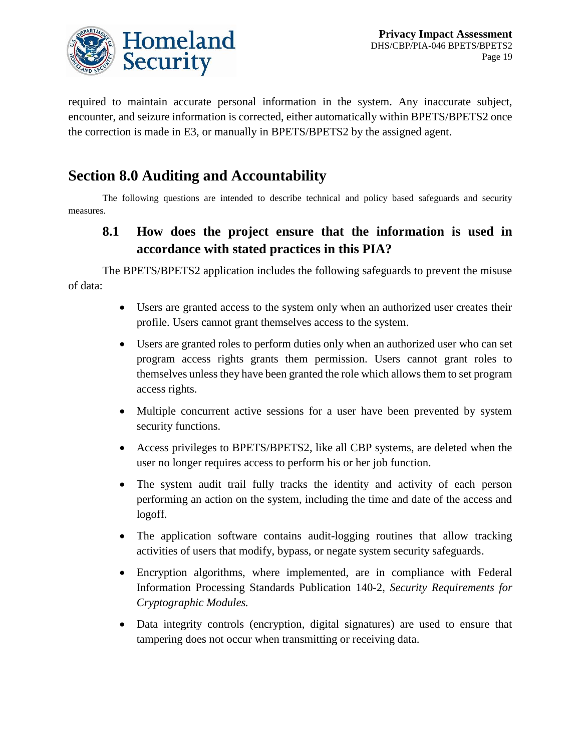required to maintain accurate personal information in the system. Any inaccurate subject, encounter, and seizure information is corrected, either automatically within BPETS/BPETS2 once the correction is made in E3, or manually in BPETS/BPETS2 by the assigned agent.

## Section 8.0 Auditing and Accountability

The following questions are intended to describe technical and policy based safeguards and security measures.

### 8.1 How does the project ensure that the information is used in accordance with stated practices in this PIA?

The BPETS/BPETS2 application includes the following safeguards to prevent the misuse of data:

- Users are granted access to the system only when an authorized user creates their profile. Users cannot grant themselves access to the system.
- Users are granted roles to perform duties only when an authorized user who can set program access rights grants them permission. Users cannot grant roles to themselves unless they have been granted the role which allows them to set program access rights.
- Multiple concurrent active sessions for a user have been prevented by system security functions.
- Access privileges to BPETS/BPETS2, like all CBP systems, are deleted when the user no longer requires access to perform his or her job function.
- The system audit trail fully tracks the identity and activity of each person performing an action on the system, including the time and date of the access and logoff.
- The application software contains audit-logging routines that allow tracking activities of users that modify, bypass, or negate system security safeguards.
- Encryption algorithms, where implemented, are in compliance with Federal Information Processing Standards Publication 140-2, *Security Requirements for Cryptographic Modules.*
- Data integrity controls (encryption, digital signatures) are used to ensure that tampering does not occur when transmitting or receiving data.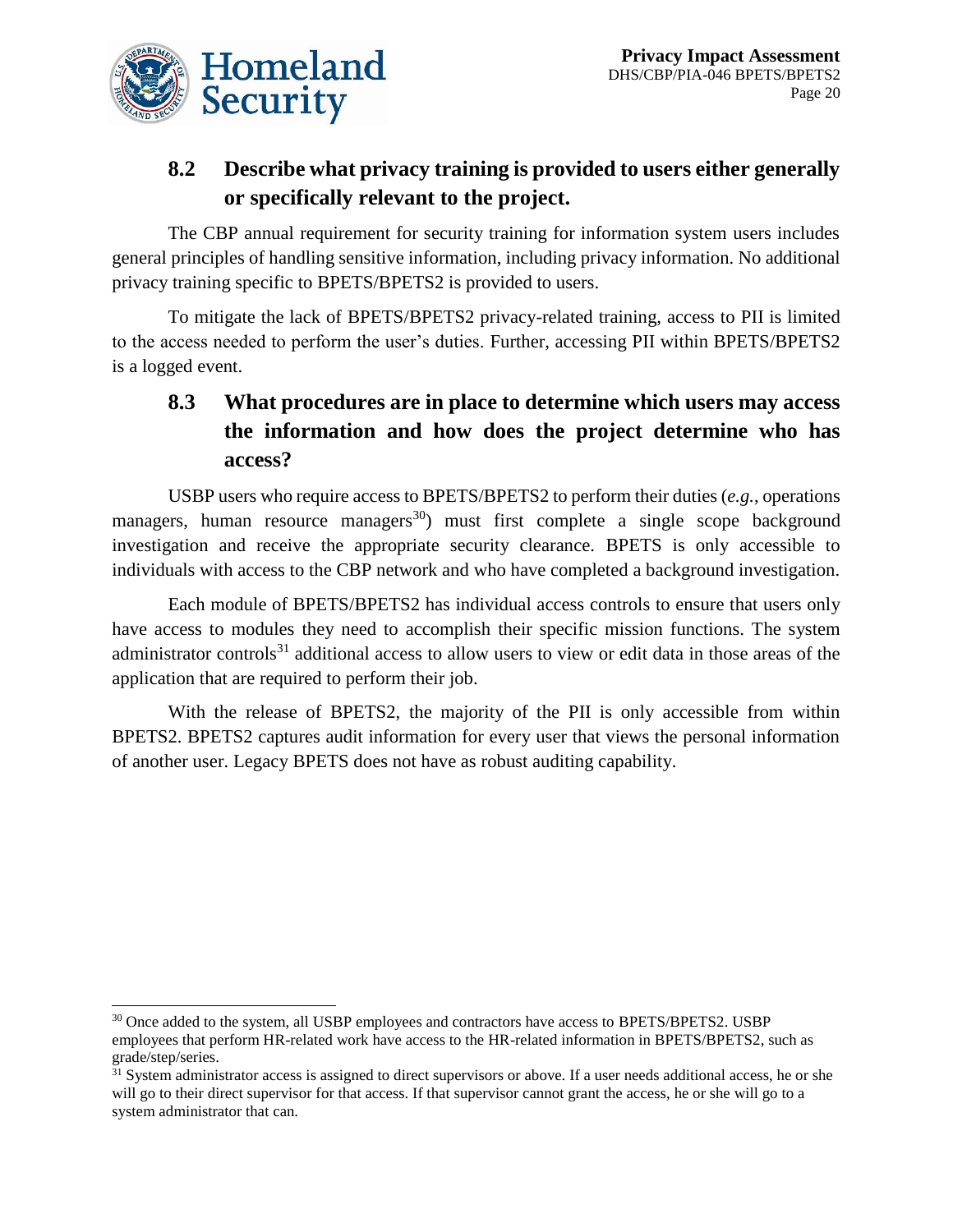## 8.2 Describe what privacy training is provided to users either generally or specifically relevant to the project.

The CBP annual requirement for security training for information system users includes general principles of handling sensitive information, including privacy information. No additional privacy training specific to BPETS/BPETS2 is provided to users.

To mitigate the lack of BPETS/BPETS2 privacy-related training, access to PII is limited to the access needed to perform the user's duties. Further, accessing PII within BPETS/BPETS2 is a logged event.

## 8.3 What procedures are in place to determine which users may access the information and how does the project determine who has access?

USBP users who require access to BPETS/BPETS2 to perform their duties (*e.g.*, operations managers, human resource managers[30]) must first complete a single scope background investigation and receive the appropriate security clearance. BPETS is only accessible to individuals with access to the CBP network and who have completed a background investigation.

Each module of BPETS/BPETS2 has individual access controls to ensure that users only have access to modules they need to accomplish their specific mission functions. The system administrator controls[31] additional access to allow users to view or edit data in those areas of the application that are required to perform their job.

With the release of BPETS2, the majority of the PII is only accessible from within BPETS2. BPETS2 captures audit information for every user that views the personal information of another user. Legacy BPETS does not have as robust auditing capability.

---

[30] Once added to the system, all USBP employees and contractors have access to BPETS/BPETS2. USBP employees that perform HR-related work have access to the HR-related information in BPETS/BPETS2, such as grade/step/series.

[31] System administrator access is assigned to direct supervisors or above. If a user needs additional access, he or she will go to their direct supervisor for that access. If that supervisor cannot grant the access, he or she will go to a system administrator that can.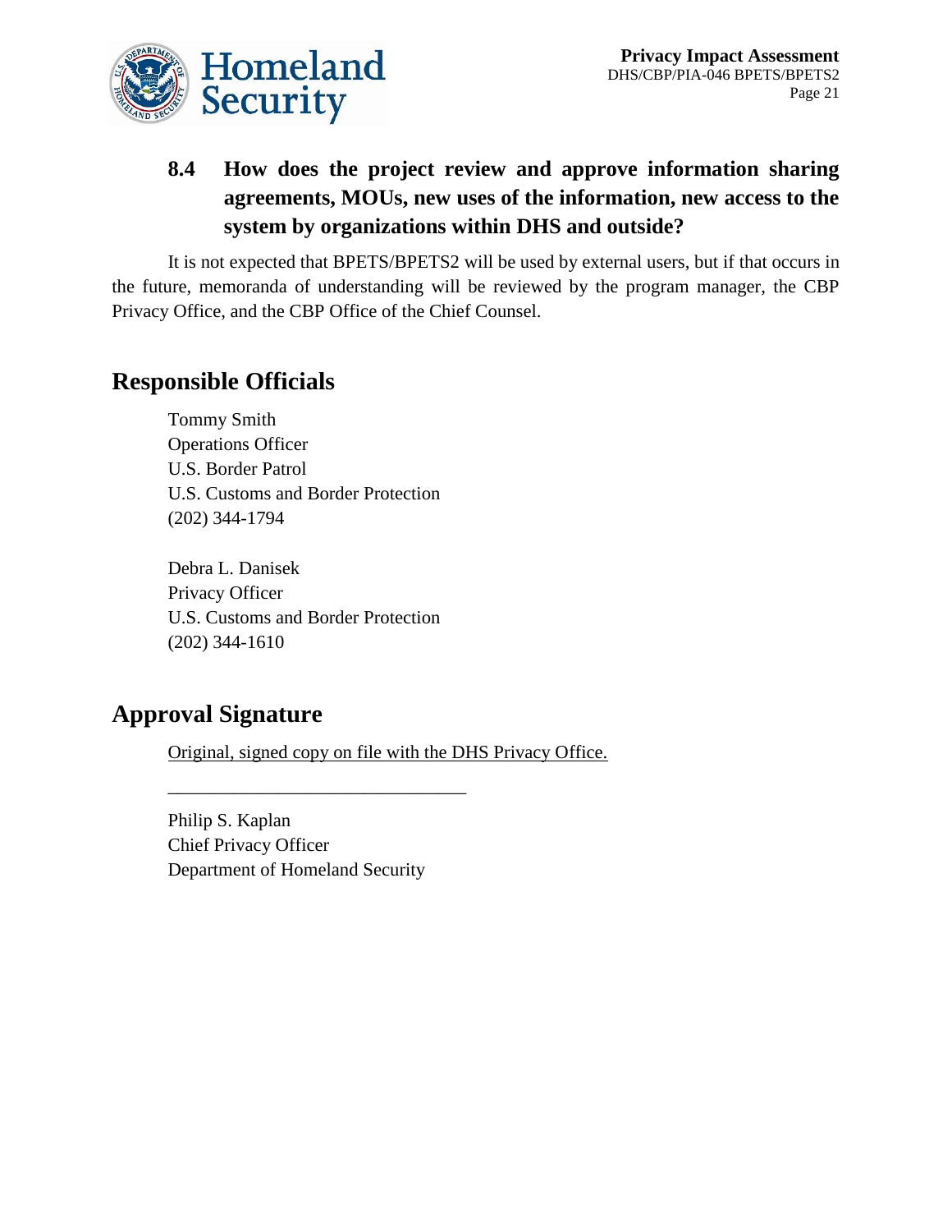### 8.4 How does the project review and approve information sharing agreements, MOUs, new uses of the information, new access to the system by organizations within DHS and outside?

It is not expected that BPETS/BPETS2 will be used by external users, but if that occurs in the future, memoranda of understanding will be reviewed by the program manager, the CBP Privacy Office, and the CBP Office of the Chief Counsel.

## Responsible Officials

Tommy Smith
Operations Officer
U.S. Border Patrol
U.S. Customs and Border Protection
(202) 344-1794

Debra L. Danisek
Privacy Officer
U.S. Customs and Border Protection
(202) 344-1610

## Approval Signature

Original, signed copy on file with the DHS Privacy Office.

________________________________

Philip S. Kaplan
Chief Privacy Officer
Department of Homeland Security